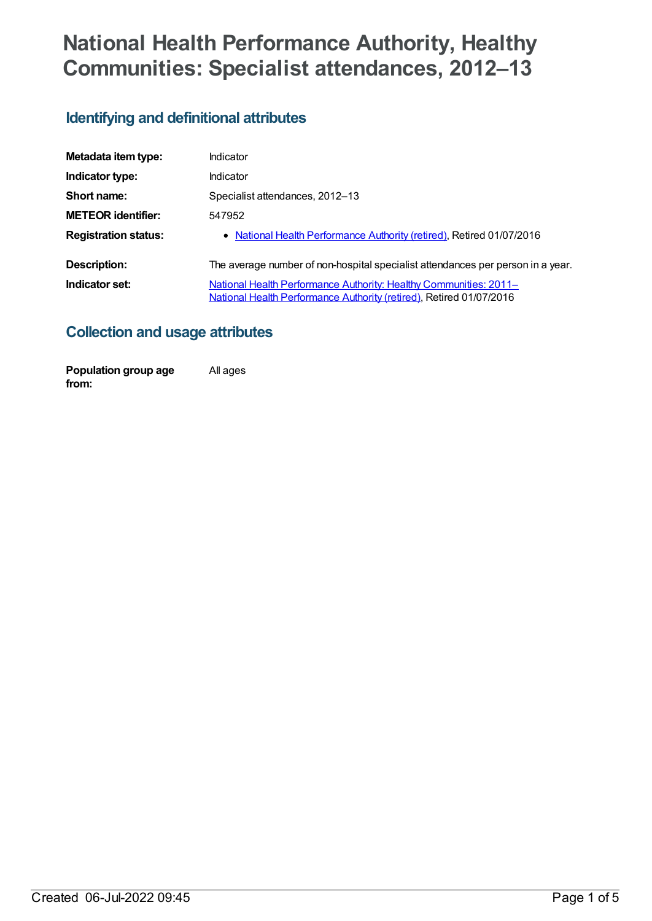# National Health Performance Authority, Healthy Communities: Specialist attendances, 2012–13

## Identifying and definitional attributes

| | |
|---|---|
| **Metadata item type:** | Indicator |
| **Indicator type:** | Indicator |
| **Short name:** | Specialist attendances, 2012–13 |
| **METEOR identifier:** | 547952 |
| **Registration status:** | • National Health Performance Authority (retired), Retired 01/07/2016 |
| **Description:** | The average number of non-hospital specialist attendances per person in a year. |
| **Indicator set:** | National Health Performance Authority: Healthy Communities: 2011– National Health Performance Authority (retired), Retired 01/07/2016 |

## Collection and usage attributes

| | |
|---|---|
| **Population group age from:** | All ages |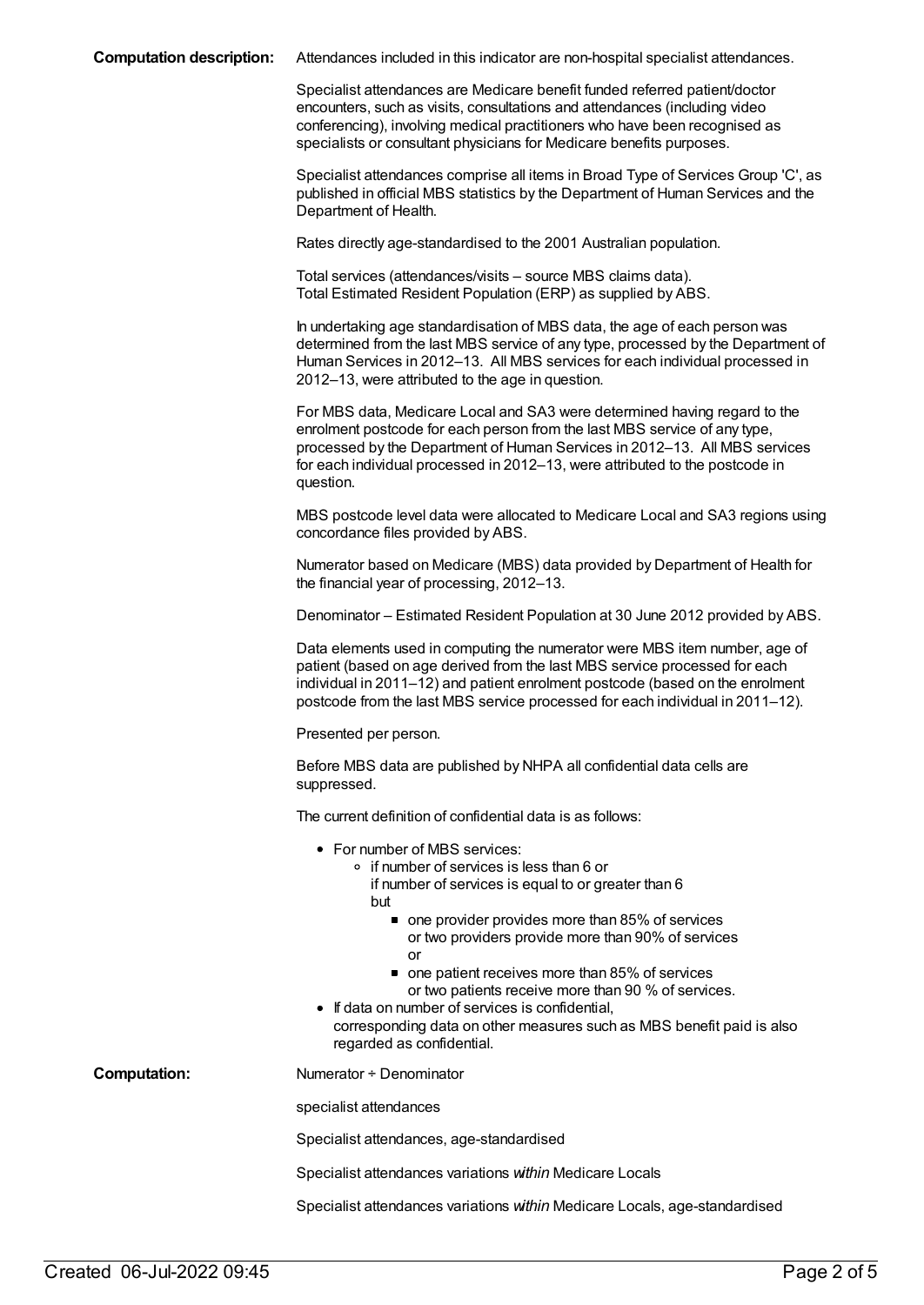**Computation description:** Attendances included in this indicator are non-hospital specialist attendances.

Specialist attendances are Medicare benefit funded referred patient/doctor encounters, such as visits, consultations and attendances (including video conferencing), involving medical practitioners who have been recognised as specialists or consultant physicians for Medicare benefits purposes.

Specialist attendances comprise all items in Broad Type of Services Group 'C', as published in official MBS statistics by the Department of Human Services and the Department of Health.

Rates directly age-standardised to the 2001 Australian population.

Total services (attendances/visits – source MBS claims data).
Total Estimated Resident Population (ERP) as supplied by ABS.

In undertaking age standardisation of MBS data, the age of each person was determined from the last MBS service of any type, processed by the Department of Human Services in 2012–13. All MBS services for each individual processed in 2012–13, were attributed to the age in question.

For MBS data, Medicare Local and SA3 were determined having regard to the enrolment postcode for each person from the last MBS service of any type, processed by the Department of Human Services in 2012–13. All MBS services for each individual processed in 2012–13, were attributed to the postcode in question.

MBS postcode level data were allocated to Medicare Local and SA3 regions using concordance files provided by ABS.

Numerator based on Medicare (MBS) data provided by Department of Health for the financial year of processing, 2012–13.

Denominator – Estimated Resident Population at 30 June 2012 provided by ABS.

Data elements used in computing the numerator were MBS item number, age of patient (based on age derived from the last MBS service processed for each individual in 2011–12) and patient enrolment postcode (based on the enrolment postcode from the last MBS service processed for each individual in 2011–12).

Presented per person.

Before MBS data are published by NHPA all confidential data cells are suppressed.

The current definition of confidential data is as follows:

- For number of MBS services:
  - if number of services is less than 6 or
    if number of services is equal to or greater than 6
    but
    - one provider provides more than 85% of services
      or two providers provide more than 90% of services
      or
    - one patient receives more than 85% of services
      or two patients receive more than 90 % of services.
- If data on number of services is confidential, corresponding data on other measures such as MBS benefit paid is also regarded as confidential.

**Computation:** Numerator ÷ Denominator

specialist attendances

Specialist attendances, age-standardised

Specialist attendances variations *within* Medicare Locals

Specialist attendances variations *within* Medicare Locals, age-standardised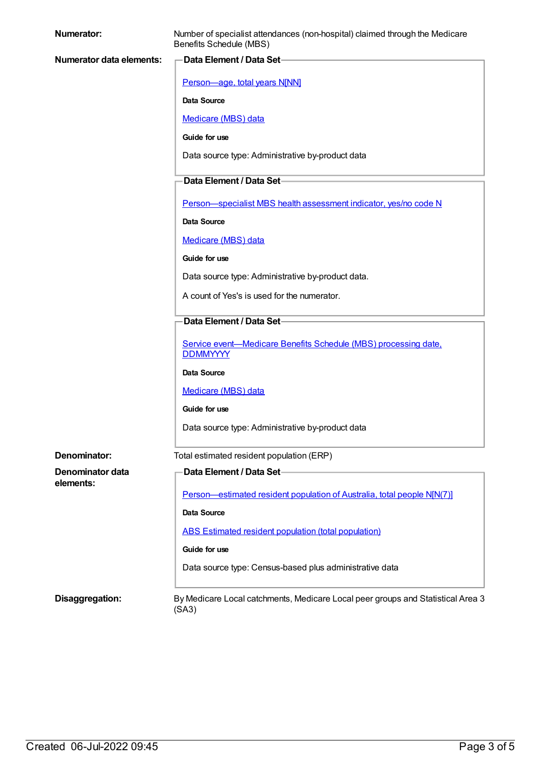**Numerator:** Number of specialist attendances (non-hospital) claimed through the Medicare Benefits Schedule (MBS)

**Numerator data elements:**

**Data Element / Data Set**

Person—age, total years N[NN]

**Data Source**

Medicare (MBS) data

**Guide for use**

Data source type: Administrative by-product data

**Data Element / Data Set**

Person—specialist MBS health assessment indicator, yes/no code N

**Data Source**

Medicare (MBS) data

**Guide for use**

Data source type: Administrative by-product data.

A count of Yes's is used for the numerator.

**Data Element / Data Set**

Service event—Medicare Benefits Schedule (MBS) processing date, DDMMYYYY

**Data Source**

Medicare (MBS) data

**Guide for use**

Data source type: Administrative by-product data

**Denominator:** Total estimated resident population (ERP)

**Denominator data elements:**

**Data Element / Data Set**

Person—estimated resident population of Australia, total people N[N(7)]

**Data Source**

ABS Estimated resident population (total population)

**Guide for use**

Data source type: Census-based plus administrative data

**Disaggregation:** By Medicare Local catchments, Medicare Local peer groups and Statistical Area 3 (SA3)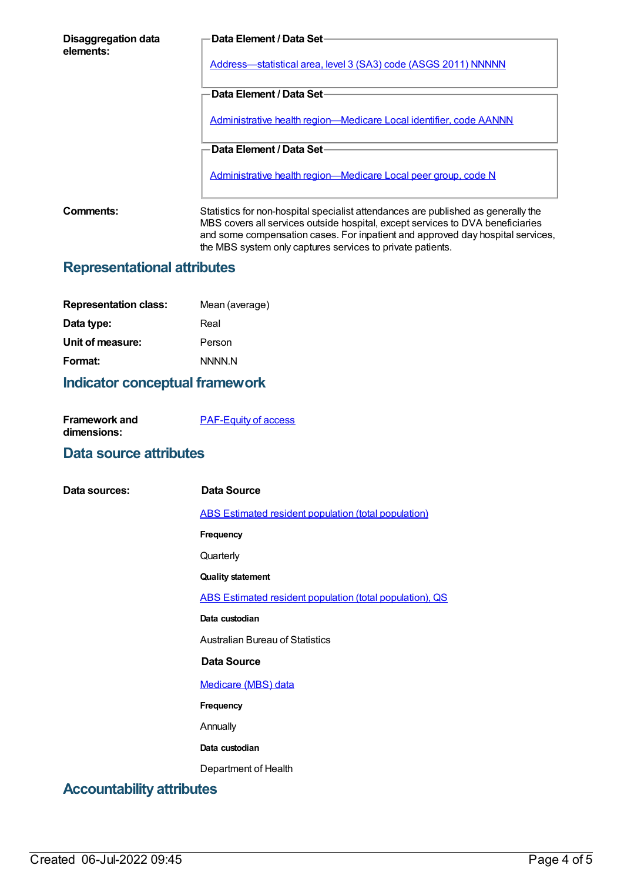**Disaggregation data elements:**

**Data Element / Data Set**

Address—statistical area, level 3 (SA3) code (ASGS 2011) NNNNN

**Data Element / Data Set**

Administrative health region—Medicare Local identifier, code AANNN

**Data Element / Data Set**

Administrative health region—Medicare Local peer group, code N

**Comments:** Statistics for non-hospital specialist attendances are published as generally the MBS covers all services outside hospital, except services to DVA beneficiaries and some compensation cases. For inpatient and approved day hospital services, the MBS system only captures services to private patients.

## Representational attributes

**Representation class:** Mean (average)

**Data type:** Real

**Unit of measure:** Person

**Format:** NNNN.N

## Indicator conceptual framework

**Framework and dimensions:** PAF-Equity of access

## Data source attributes

**Data sources:**

**Data Source**

ABS Estimated resident population (total population)

**Frequency**

Quarterly

**Quality statement**

ABS Estimated resident population (total population), QS

**Data custodian**

Australian Bureau of Statistics

**Data Source**

Medicare (MBS) data

**Frequency**

Annually

**Data custodian**

Department of Health

## Accountability attributes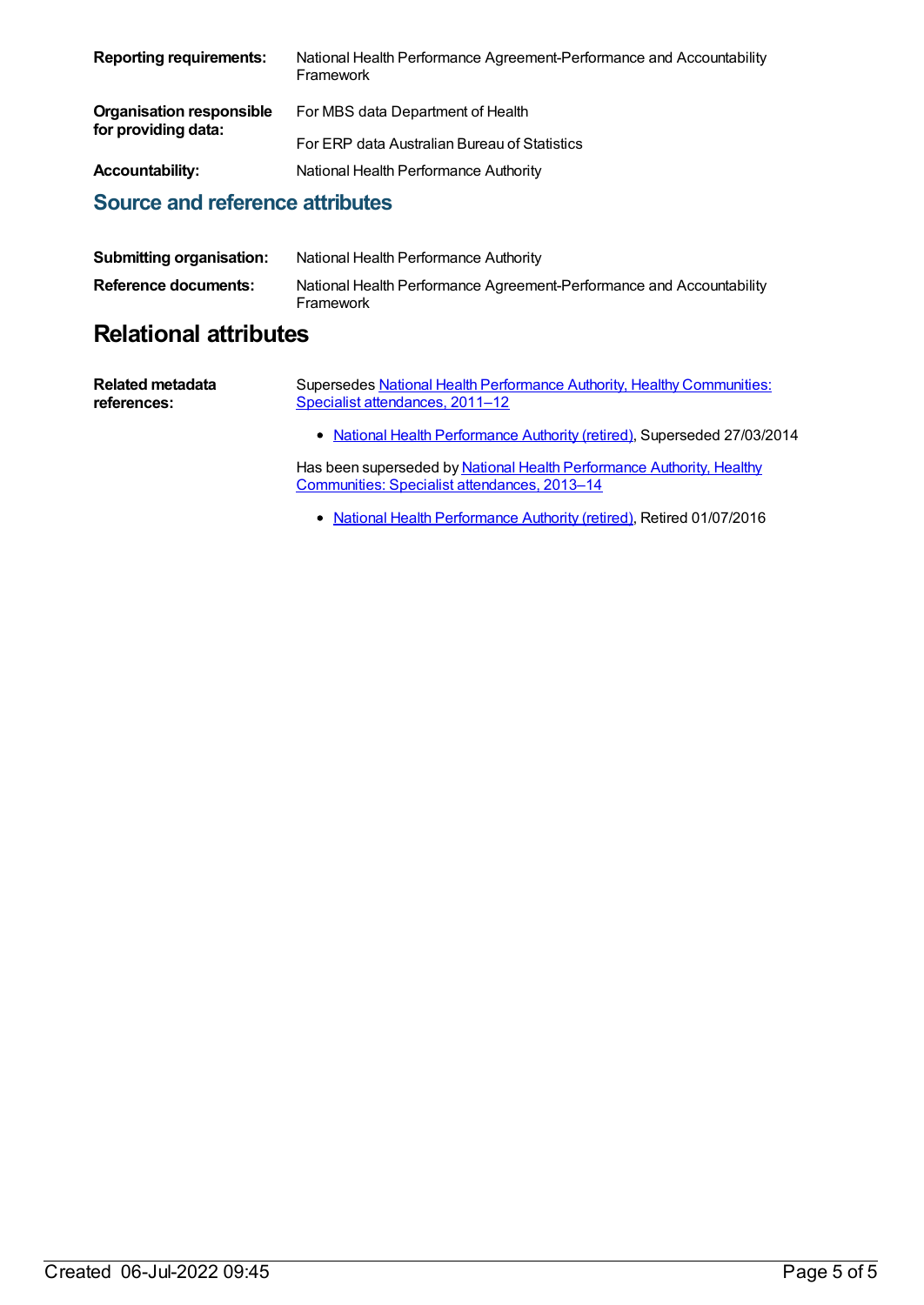**Reporting requirements:** National Health Performance Agreement-Performance and Accountability Framework

**Organisation responsible for providing data:** For MBS data Department of Health

For ERP data Australian Bureau of Statistics

**Accountability:** National Health Performance Authority

## Source and reference attributes

**Submitting organisation:** National Health Performance Authority

**Reference documents:** National Health Performance Agreement-Performance and Accountability Framework

# Relational attributes

**Related metadata references:**

Supersedes National Health Performance Authority, Healthy Communities: Specialist attendances, 2011–12

- National Health Performance Authority (retired), Superseded 27/03/2014

Has been superseded by National Health Performance Authority, Healthy Communities: Specialist attendances, 2013–14

- National Health Performance Authority (retired), Retired 01/07/2016